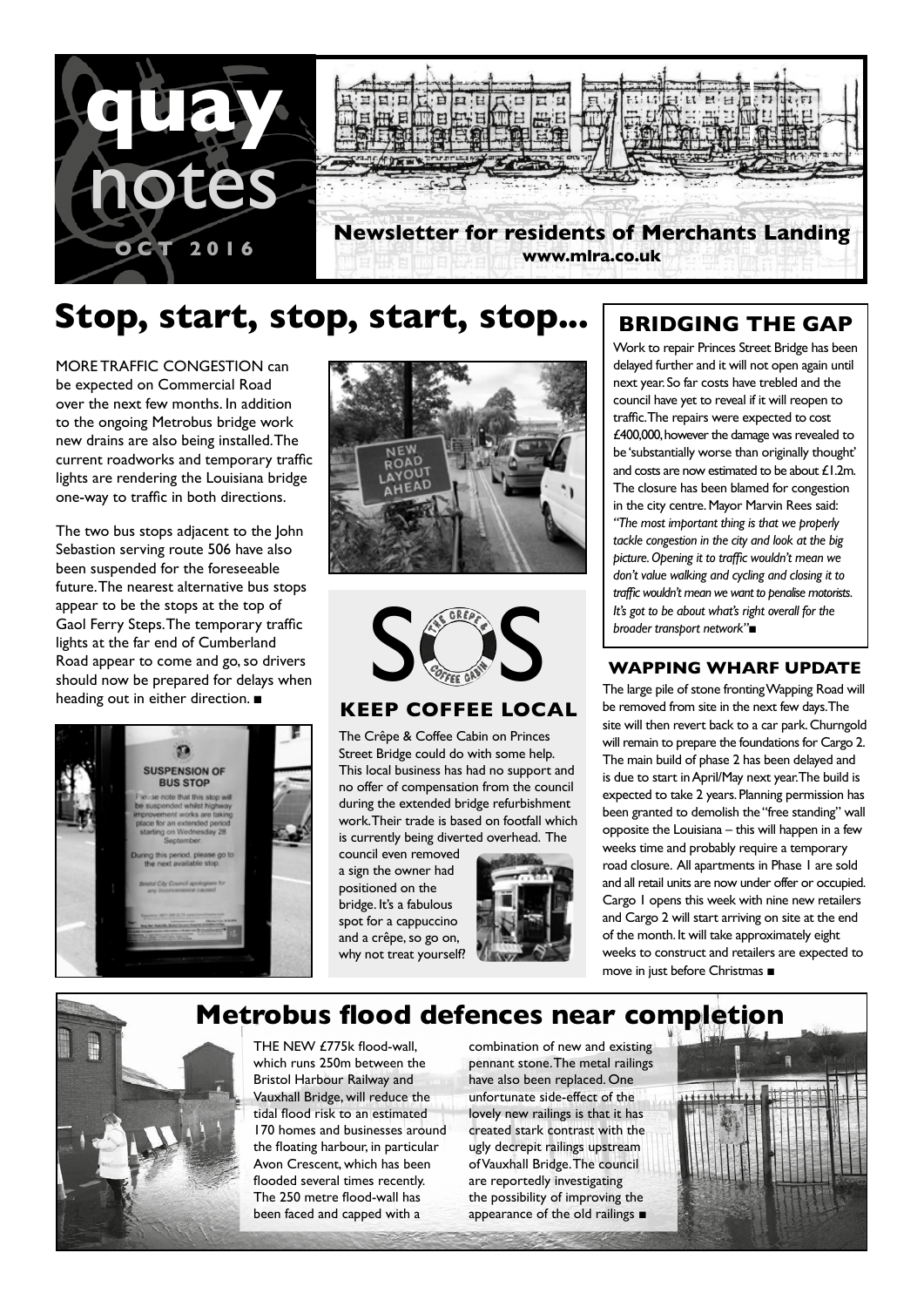# quay notes

**OCT 2016**

**Newsletter for residents of Merchants Landing**
**www.mlra.co.uk**

## Stop, start, stop, start, stop...

MORE TRAFFIC CONGESTION can be expected on Commercial Road over the next few months. In addition to the ongoing Metrobus bridge work new drains are also being installed. The current roadworks and temporary traffic lights are rendering the Louisiana bridge one-way to traffic in both directions.

The two bus stops adjacent to the John Sebastion serving route 506 have also been suspended for the foreseeable future. The nearest alternative bus stops appear to be the stops at the top of Gaol Ferry Steps. The temporary traffic lights at the far end of Cumberland Road appear to come and go, so drivers should now be prepared for delays when heading out in either direction. ■

## SOS

### KEEP COFFEE LOCAL

The Crêpe & Coffee Cabin on Princes Street Bridge could do with some help. This local business has had no support and no offer of compensation from the council during the extended bridge refurbishment work. Their trade is based on footfall which is currently being diverted overhead. The council even removed a sign the owner had positioned on the bridge. It's a fabulous spot for a cappuccino and a crêpe, so go on, why not treat yourself?

## BRIDGING THE GAP

Work to repair Princes Street Bridge has been delayed further and it will not open again until next year. So far costs have trebled and the council have yet to reveal if it will reopen to traffic. The repairs were expected to cost £400,000, however the damage was revealed to be 'substantially worse than originally thought' and costs are now estimated to be about £1.2m. The closure has been blamed for congestion in the city centre. Mayor Marvin Rees said: *"The most important thing is that we properly tackle congestion in the city and look at the big picture. Opening it to traffic wouldn't mean we don't value walking and cycling and closing it to traffic wouldn't mean we want to penalise motorists. It's got to be about what's right overall for the broader transport network"* ■

### WAPPING WHARF UPDATE

The large pile of stone fronting Wapping Road will be removed from site in the next few days. The site will then revert back to a car park. Churngold will remain to prepare the foundations for Cargo 2. The main build of phase 2 has been delayed and is due to start in April/May next year. The build is expected to take 2 years. Planning permission has been granted to demolish the "free standing" wall opposite the Louisiana – this will happen in a few weeks time and probably require a temporary road closure. All apartments in Phase 1 are sold and all retail units are now under offer or occupied. Cargo 1 opens this week with nine new retailers and Cargo 2 will start arriving on site at the end of the month. It will take approximately eight weeks to construct and retailers are expected to move in just before Christmas ■

## Metrobus flood defences near completion

THE NEW £775k flood-wall, which runs 250m between the Bristol Harbour Railway and Vauxhall Bridge, will reduce the tidal flood risk to an estimated 170 homes and businesses around the floating harbour, in particular Avon Crescent, which has been flooded several times recently. The 250 metre flood-wall has been faced and capped with a combination of new and existing pennant stone. The metal railings have also been replaced. One unfortunate side-effect of the lovely new railings is that it has created stark contrast with the ugly decrepit railings upstream of Vauxhall Bridge. The council are reportedly investigating the possibility of improving the appearance of the old railings ■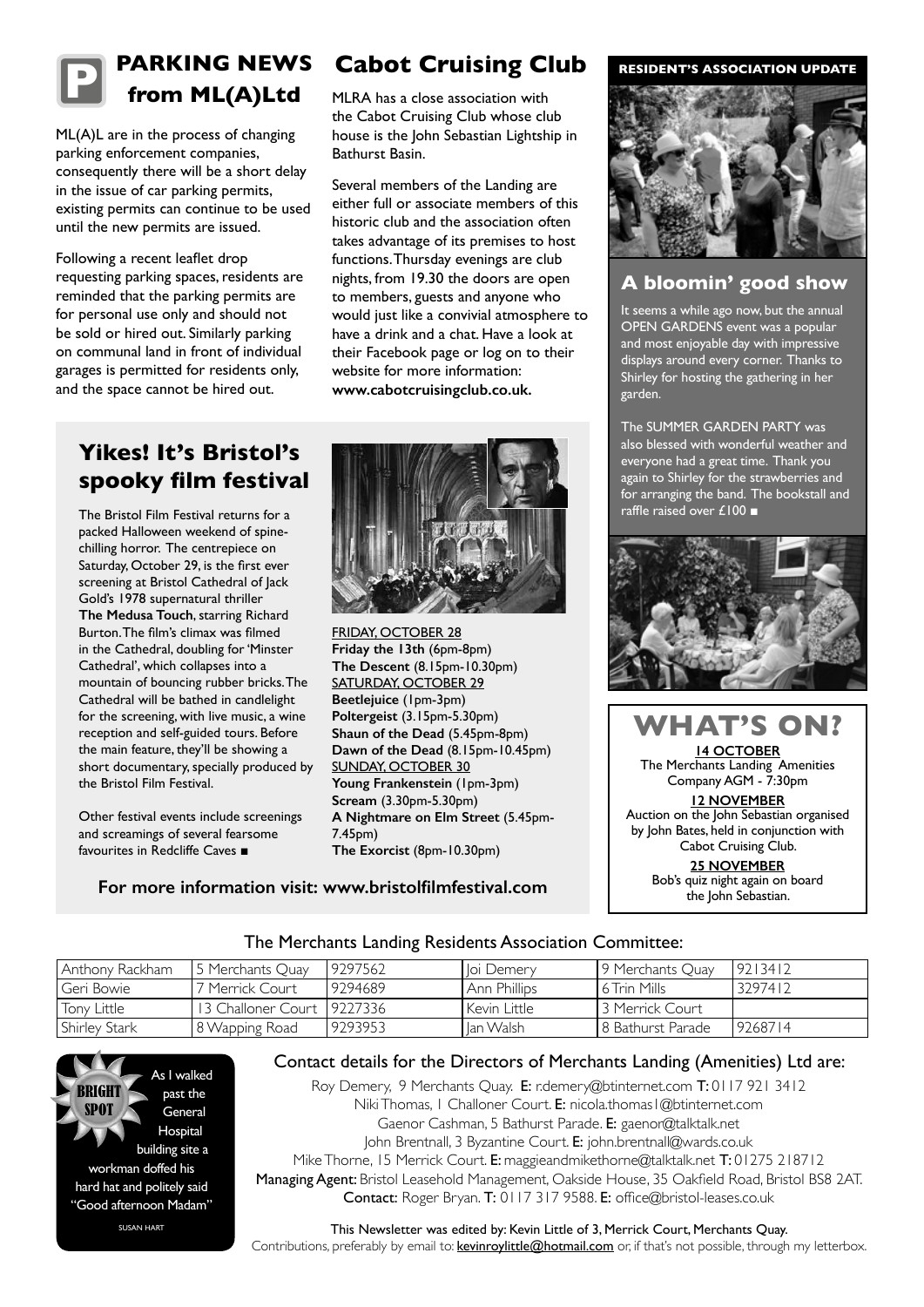## PARKING NEWS from ML(A)Ltd

ML(A)L are in the process of changing parking enforcement companies, consequently there will be a short delay in the issue of car parking permits, existing permits can continue to be used until the new permits are issued.

Following a recent leaflet drop requesting parking spaces, residents are reminded that the parking permits are for personal use only and should not be sold or hired out. Similarly parking on communal land in front of individual garages is permitted for residents only, and the space cannot be hired out.

## Cabot Cruising Club

MLRA has a close association with the Cabot Cruising Club whose club house is the John Sebastian Lightship in Bathurst Basin.

Several members of the Landing are either full or associate members of this historic club and the association often takes advantage of its premises to host functions. Thursday evenings are club nights, from 19.30 the doors are open to members, guests and anyone who would just like a convivial atmosphere to have a drink and a chat. Have a look at their Facebook page or log on to their website for more information: **www.cabotcruisingclub.co.uk.**

**RESIDENT'S ASSOCIATION UPDATE**

## A bloomin' good show

It seems a while ago now, but the annual OPEN GARDENS event was a popular and most enjoyable day with impressive displays around every corner. Thanks to Shirley for hosting the gathering in her garden.

The SUMMER GARDEN PARTY was also blessed with wonderful weather and everyone had a great time. Thank you again to Shirley for the strawberries and for arranging the band. The bookstall and raffle raised over £100 ■

## Yikes! It's Bristol's spooky film festival

The Bristol Film Festival returns for a packed Halloween weekend of spine-chilling horror. The centrepiece on Saturday, October 29, is the first ever screening at Bristol Cathedral of Jack Gold's 1978 supernatural thriller **The Medusa Touch**, starring Richard Burton. The film's climax was filmed in the Cathedral, doubling for 'Minster Cathedral', which collapses into a mountain of bouncing rubber bricks. The Cathedral will be bathed in candlelight for the screening, with live music, a wine reception and self-guided tours. Before the main feature, they'll be showing a short documentary, specially produced by the Bristol Film Festival.

Other festival events include screenings and screamings of several fearsome favourites in Redcliffe Caves ■

FRIDAY, OCTOBER 28
**Friday the 13th** (6pm-8pm)
**The Descent** (8.15pm-10.30pm)
SATURDAY, OCTOBER 29
**Beetlejuice** (1pm-3pm)
**Poltergeist** (3.15pm-5.30pm)
**Shaun of the Dead** (5.45pm-8pm)
**Dawn of the Dead** (8.15pm-10.45pm)
SUNDAY, OCTOBER 30
**Young Frankenstein** (1pm-3pm)
**Scream** (3.30pm-5.30pm)
**A Nightmare on Elm Street** (5.45pm-7.45pm)
**The Exorcist** (8pm-10.30pm)

**For more information visit: www.bristolfilmfestival.com**

## WHAT'S ON?

**14 OCTOBER**
The Merchants Landing Amenities Company AGM - 7:30pm

**12 NOVEMBER**
Auction on the John Sebastian organised by John Bates, held in conjunction with Cabot Cruising Club.

**25 NOVEMBER**
Bob's quiz night again on board the John Sebastian.

### The Merchants Landing Residents Association Committee:

| | | | | | |
|---|---|---|---|---|---|
| Anthony Rackham | 5 Merchants Quay | 9297562 | Joi Demery | 9 Merchants Quay | 9213412 |
| Geri Bowie | 7 Merrick Court | 9294689 | Ann Phillips | 6 Trin Mills | 3297412 |
| Tony Little | 13 Challoner Court | 9227336 | Kevin Little | 3 Merrick Court | |
| Shirley Stark | 8 Wapping Road | 9293953 | Ian Walsh | 8 Bathurst Parade | 9268714 |

**BRIGHT SPOT**

As I walked past the General Hospital building site a workman doffed his hard hat and politely said "Good afternoon Madam"

SUSAN HART

### Contact details for the Directors of Merchants Landing (Amenities) Ltd are:

Roy Demery, 9 Merchants Quay. **E:** r.demery@btinternet.com **T:** 0117 921 3412
Niki Thomas, 1 Challoner Court. **E:** nicola.thomas1@btinternet.com
Gaenor Cashman, 5 Bathurst Parade. **E:** gaenor@talktalk.net
John Brentnall, 3 Byzantine Court. **E:** john.brentnall@wards.co.uk
Mike Thorne, 15 Merrick Court. **E:** maggieandmikethorne@talktalk.net **T:** 01275 218712
**Managing Agent:** Bristol Leasehold Management, Oakside House, 35 Oakfield Road, Bristol BS8 2AT.
**Contact:** Roger Bryan. **T:** 0117 317 9588. **E:** office@bristol-leases.co.uk

This Newsletter was edited by: Kevin Little of 3, Merrick Court, Merchants Quay.
Contributions, preferably by email to: kevinroylittle@hotmail.com or, if that's not possible, through my letterbox.